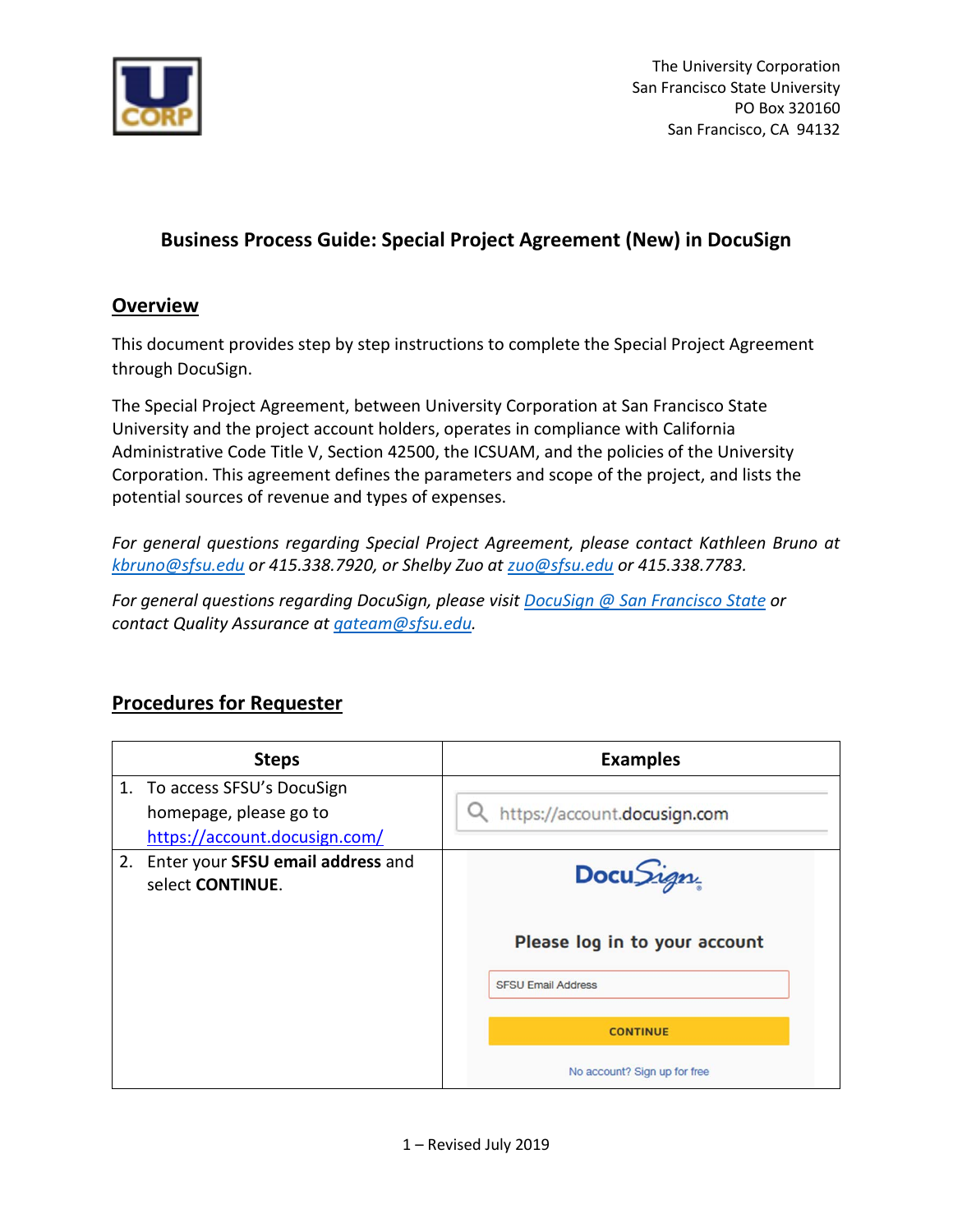The University Corporation
San Francisco State University
PO Box 320160
San Francisco, CA 94132

## Business Process Guide: Special Project Agreement (New) in DocuSign

### Overview

This document provides step by step instructions to complete the Special Project Agreement through DocuSign.

The Special Project Agreement, between University Corporation at San Francisco State University and the project account holders, operates in compliance with California Administrative Code Title V, Section 42500, the ICSUAM, and the policies of the University Corporation. This agreement defines the parameters and scope of the project, and lists the potential sources of revenue and types of expenses.

*For general questions regarding Special Project Agreement, please contact Kathleen Bruno at [kbruno@sfsu.edu](mailto:kbruno@sfsu.edu) or 415.338.7920, or Shelby Zuo at [zuo@sfsu.edu](mailto:zuo@sfsu.edu) or 415.338.7783.*

*For general questions regarding DocuSign, please visit DocuSign @ San Francisco State or contact Quality Assurance at [qateam@sfsu.edu](mailto:qateam@sfsu.edu).*

### Procedures for Requester

| Steps | Examples |
|---|---|
| 1. To access SFSU's DocuSign homepage, please go to [https://account.docusign.com/](https://account.docusign.com/) | https://account.docusign.com |
| 2. Enter your **SFSU email address** and select **CONTINUE**. | DocuSign — Please log in to your account — SFSU Email Address — CONTINUE — No account? Sign up for free |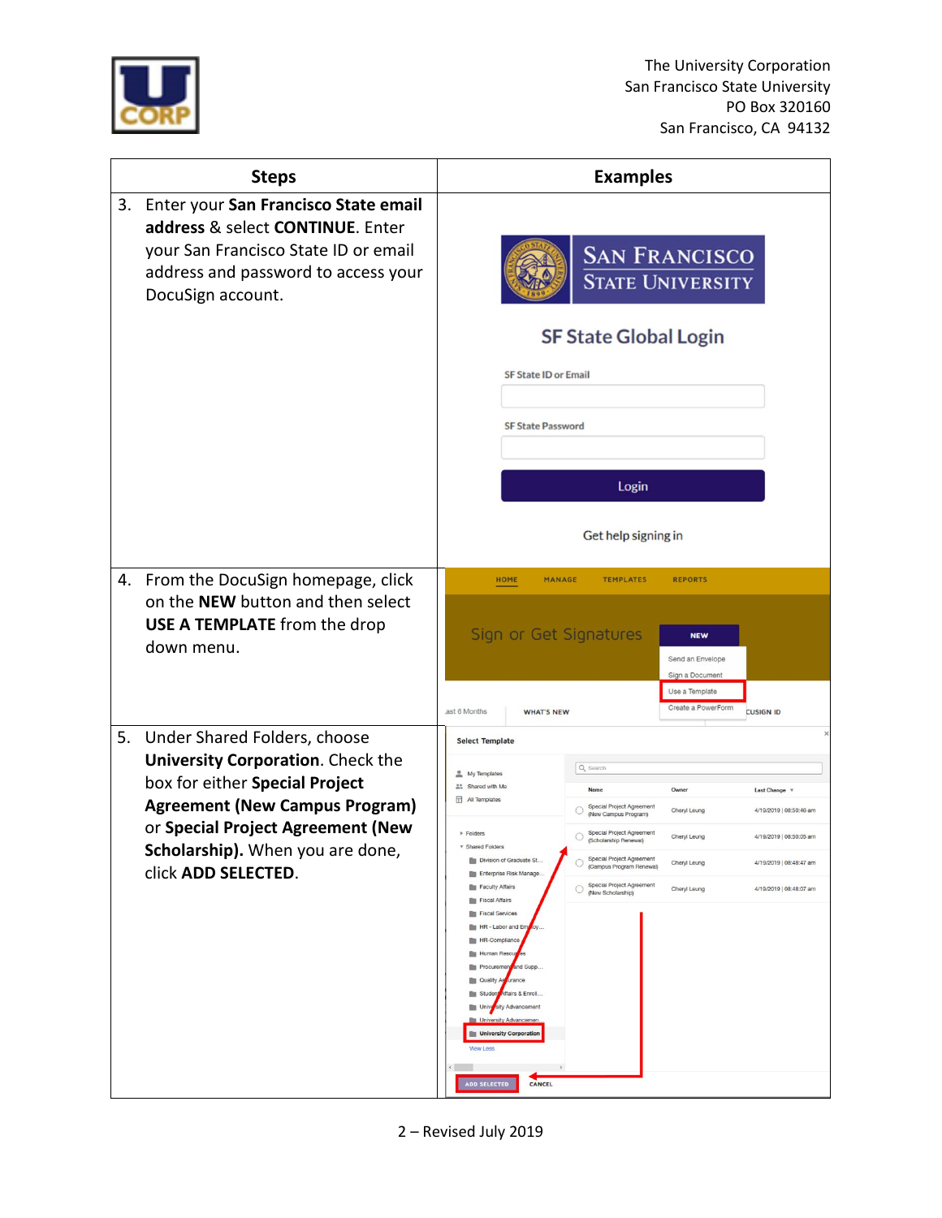| Steps | Examples |
|---|---|
| 3. Enter your **San Francisco State email address** & select **CONTINUE**. Enter your San Francisco State ID or email address and password to access your DocuSign account. | SAN FRANCISCO STATE UNIVERSITY<br>SF State Global Login<br>SF State ID or Email<br>SF State Password<br>Login<br>Get help signing in |
| 4. From the DocuSign homepage, click on the **NEW** button and then select **USE A TEMPLATE** from the drop down menu. | HOME MANAGE TEMPLATES REPORTS<br>Sign or Get Signatures<br>NEW<br>Send an Envelope<br>Sign a Document<br>Use a Template<br>Create a PowerForm |
| 5. Under Shared Folders, choose **University Corporation**. Check the box for either **Special Project Agreement (New Campus Program)** or **Special Project Agreement (New Scholarship).** When you are done, click **ADD SELECTED**. | Select Template<br>My Templates<br>Shared with Me<br>All Templates<br>Folders<br>Shared Folders<br>University Corporation<br>Special Project Agreement (New Campus Program) – Cheryl Leung – 4/19/2019 \| 08:50:46 am<br>Special Project Agreement (Scholarship Renewal) – Cheryl Leung – 4/19/2019 \| 08:50:05 am<br>Special Project Agreement (Campus Program Renewal) – Cheryl Leung – 4/19/2019 \| 08:48:47 am<br>Special Project Agreement (New Scholarship) – Cheryl Leung – 4/19/2019 \| 08:48:07 am<br>ADD SELECTED CANCEL |

2 – Revised July 2019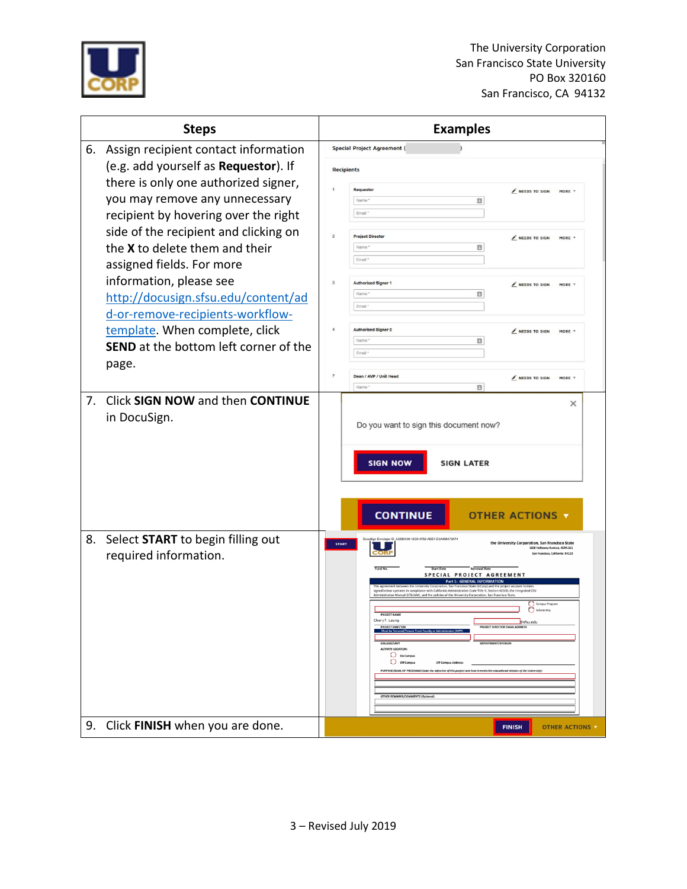The University Corporation
San Francisco State University
PO Box 320160
San Francisco, CA 94132

| Steps | Examples |
|---|---|
| 6. Assign recipient contact information (e.g. add yourself as **Requestor**). If there is only one authorized signer, you may remove any unnecessary recipient by hovering over the right side of the recipient and clicking on the **X** to delete them and their assigned fields. For more information, please see [http://docusign.sfsu.edu/content/add-or-remove-recipients-workflow-template](http://docusign.sfsu.edu/content/add-or-remove-recipients-workflow-template). When complete, click **SEND** at the bottom left corner of the page. | Special Project Agreement ( ) Recipients: 1 Requestor; 2 Project Director; 3 Authorized Signer 1; 4 Authorized Signer 2; 7 Dean / AVP / Unit Head — NEEDS TO SIGN, MORE |
| 7. Click **SIGN NOW** and then **CONTINUE** in DocuSign. | Do you want to sign this document now? SIGN NOW / SIGN LATER; CONTINUE / OTHER ACTIONS |
| 8. Select **START** to begin filling out required information. | START; SPECIAL PROJECT AGREEMENT, Part 1: GENERAL INFORMATION |
| 9. Click **FINISH** when you are done. | FINISH / OTHER ACTIONS |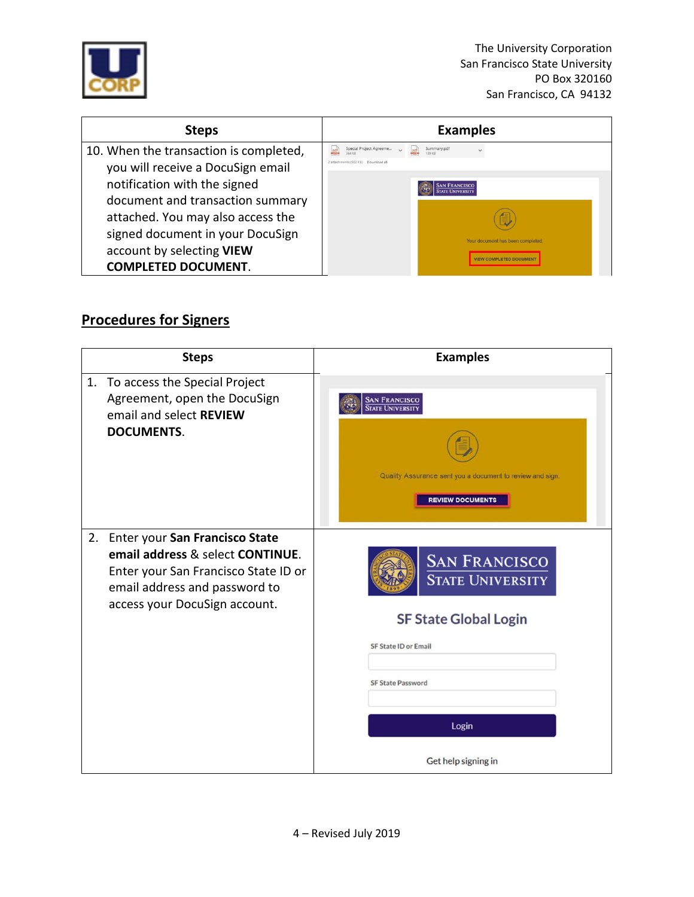The University Corporation
San Francisco State University
PO Box 320160
San Francisco, CA 94132

| Steps | Examples |
| --- | --- |
| 10. When the transaction is completed, you will receive a DocuSign email notification with the signed document and transaction summary attached. You may also access the signed document in your DocuSign account by selecting **VIEW COMPLETED DOCUMENT**. | |

## Procedures for Signers

| Steps | Examples |
| --- | --- |
| 1. To access the Special Project Agreement, open the DocuSign email and select **REVIEW DOCUMENTS**. | |
| 2. Enter your **San Francisco State email address** & select **CONTINUE**. Enter your San Francisco State ID or email address and password to access your DocuSign account. | |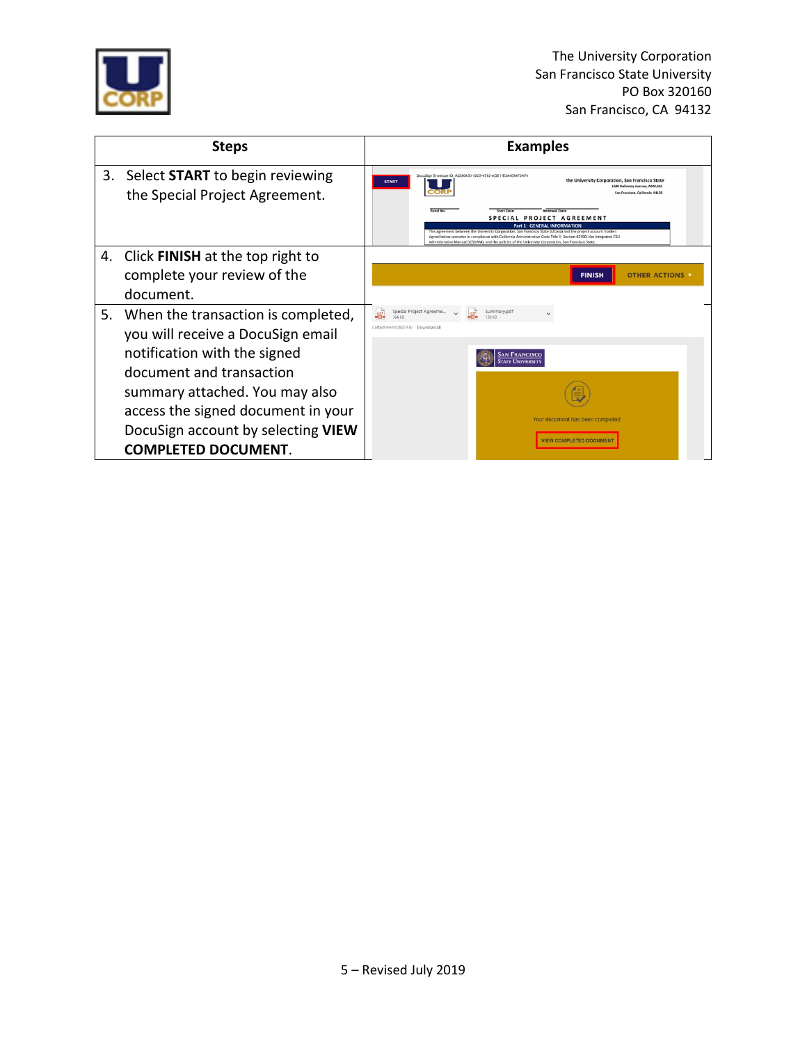The University Corporation
San Francisco State University
PO Box 320160
San Francisco, CA 94132

| Steps | Examples |
|---|---|
| 3. Select **START** to begin reviewing the Special Project Agreement. | |
| 4. Click **FINISH** at the top right to complete your review of the document. | |
| 5. When the transaction is completed, you will receive a DocuSign email notification with the signed document and transaction summary attached. You may also access the signed document in your DocuSign account by selecting **VIEW COMPLETED DOCUMENT**. | |

5 – Revised July 2019